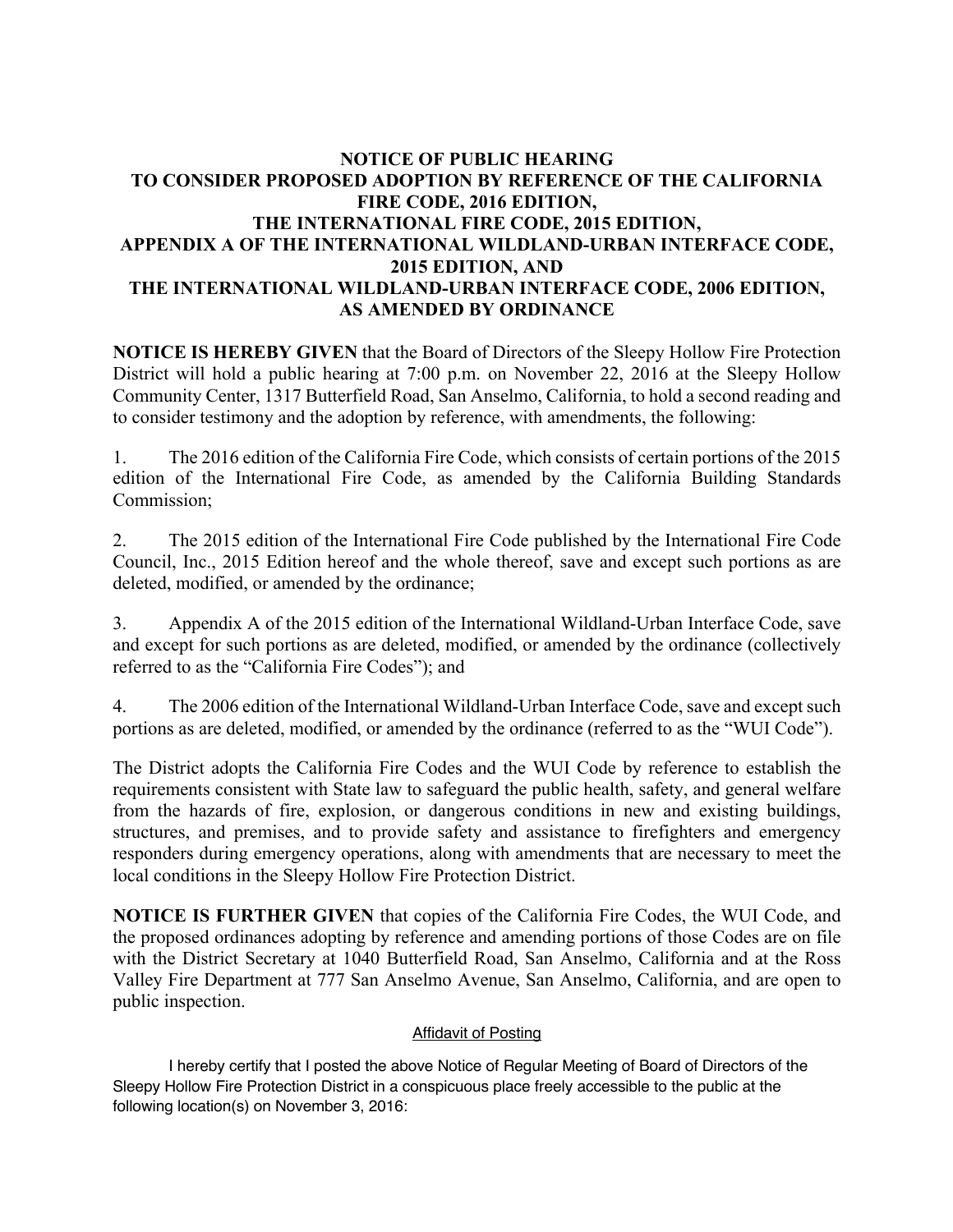**NOTICE OF PUBLIC HEARING**
**TO CONSIDER PROPOSED ADOPTION BY REFERENCE OF THE CALIFORNIA FIRE CODE, 2016 EDITION,**
**THE INTERNATIONAL FIRE CODE, 2015 EDITION,**
**APPENDIX A OF THE INTERNATIONAL WILDLAND-URBAN INTERFACE CODE, 2015 EDITION, AND**
**THE INTERNATIONAL WILDLAND-URBAN INTERFACE CODE, 2006 EDITION, AS AMENDED BY ORDINANCE**

**NOTICE IS HEREBY GIVEN** that the Board of Directors of the Sleepy Hollow Fire Protection District will hold a public hearing at 7:00 p.m. on November 22, 2016 at the Sleepy Hollow Community Center, 1317 Butterfield Road, San Anselmo, California, to hold a second reading and to consider testimony and the adoption by reference, with amendments, the following:

1. The 2016 edition of the California Fire Code, which consists of certain portions of the 2015 edition of the International Fire Code, as amended by the California Building Standards Commission;

2. The 2015 edition of the International Fire Code published by the International Fire Code Council, Inc., 2015 Edition hereof and the whole thereof, save and except such portions as are deleted, modified, or amended by the ordinance;

3. Appendix A of the 2015 edition of the International Wildland-Urban Interface Code, save and except for such portions as are deleted, modified, or amended by the ordinance (collectively referred to as the "California Fire Codes"); and

4. The 2006 edition of the International Wildland-Urban Interface Code, save and except such portions as are deleted, modified, or amended by the ordinance (referred to as the "WUI Code").

The District adopts the California Fire Codes and the WUI Code by reference to establish the requirements consistent with State law to safeguard the public health, safety, and general welfare from the hazards of fire, explosion, or dangerous conditions in new and existing buildings, structures, and premises, and to provide safety and assistance to firefighters and emergency responders during emergency operations, along with amendments that are necessary to meet the local conditions in the Sleepy Hollow Fire Protection District.

**NOTICE IS FURTHER GIVEN** that copies of the California Fire Codes, the WUI Code, and the proposed ordinances adopting by reference and amending portions of those Codes are on file with the District Secretary at 1040 Butterfield Road, San Anselmo, California and at the Ross Valley Fire Department at 777 San Anselmo Avenue, San Anselmo, California, and are open to public inspection.

Affidavit of Posting

I hereby certify that I posted the above Notice of Regular Meeting of Board of Directors of the Sleepy Hollow Fire Protection District in a conspicuous place freely accessible to the public at the following location(s) on November 3, 2016: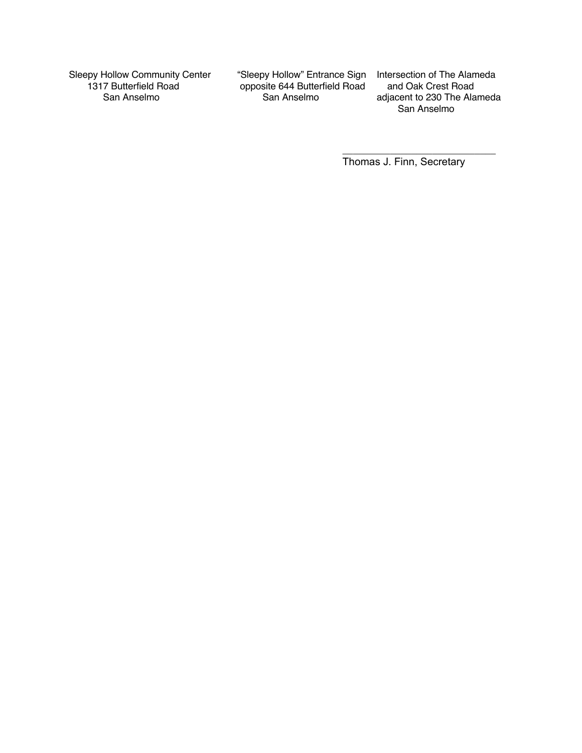| | | |
|---|---|---|
| Sleepy Hollow Community Center<br>1317 Butterfield Road<br>San Anselmo | "Sleepy Hollow" Entrance Sign<br>opposite 644 Butterfield Road<br>San Anselmo | Intersection of The Alameda<br>and Oak Crest Road<br>adjacent to 230 The Alameda<br>San Anselmo |

___________________________

Thomas J. Finn, Secretary